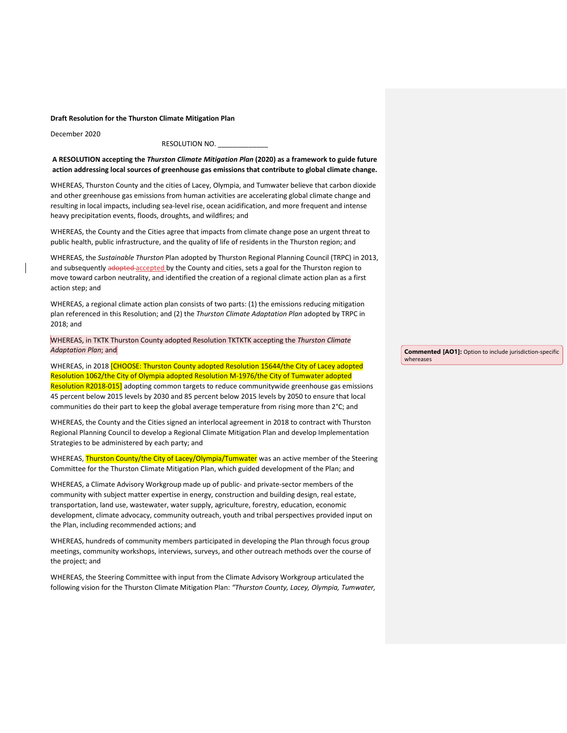**Draft Resolution for the Thurston Climate Mitigation Plan**

December 2020

RESOLUTION NO. _____________

**A RESOLUTION accepting the *Thurston Climate Mitigation Plan* (2020) as a framework to guide future action addressing local sources of greenhouse gas emissions that contribute to global climate change.**

WHEREAS, Thurston County and the cities of Lacey, Olympia, and Tumwater believe that carbon dioxide and other greenhouse gas emissions from human activities are accelerating global climate change and resulting in local impacts, including sea-level rise, ocean acidification, and more frequent and intense heavy precipitation events, floods, droughts, and wildfires; and

WHEREAS, the County and the Cities agree that impacts from climate change pose an urgent threat to public health, public infrastructure, and the quality of life of residents in the Thurston region; and

WHEREAS, the *Sustainable Thurston* Plan adopted by Thurston Regional Planning Council (TRPC) in 2013, and subsequently ~~adopted~~ accepted by the County and cities, sets a goal for the Thurston region to move toward carbon neutrality, and identified the creation of a regional climate action plan as a first action step; and

WHEREAS, a regional climate action plan consists of two parts: (1) the emissions reducing mitigation plan referenced in this Resolution; and (2) the *Thurston Climate Adaptation Plan* adopted by TRPC in 2018; and

WHEREAS, in TKTK Thurston County adopted Resolution TKTKTK accepting the *Thurston Climate Adaptation Plan*; and

> **Commented [AO1]:** Option to include jurisdiction-specific whereases

WHEREAS, in 2018 [CHOOSE: Thurston County adopted Resolution 15644/the City of Lacey adopted Resolution 1062/the City of Olympia adopted Resolution M-1976/the City of Tumwater adopted Resolution R2018-015] adopting common targets to reduce communitywide greenhouse gas emissions 45 percent below 2015 levels by 2030 and 85 percent below 2015 levels by 2050 to ensure that local communities do their part to keep the global average temperature from rising more than 2°C; and

WHEREAS, the County and the Cities signed an interlocal agreement in 2018 to contract with Thurston Regional Planning Council to develop a Regional Climate Mitigation Plan and develop Implementation Strategies to be administered by each party; and

WHEREAS, Thurston County/the City of Lacey/Olympia/Tumwater was an active member of the Steering Committee for the Thurston Climate Mitigation Plan, which guided development of the Plan; and

WHEREAS, a Climate Advisory Workgroup made up of public- and private-sector members of the community with subject matter expertise in energy, construction and building design, real estate, transportation, land use, wastewater, water supply, agriculture, forestry, education, economic development, climate advocacy, community outreach, youth and tribal perspectives provided input on the Plan, including recommended actions; and

WHEREAS, hundreds of community members participated in developing the Plan through focus group meetings, community workshops, interviews, surveys, and other outreach methods over the course of the project; and

WHEREAS, the Steering Committee with input from the Climate Advisory Workgroup articulated the following vision for the Thurston Climate Mitigation Plan: *"Thurston County, Lacey, Olympia, Tumwater,*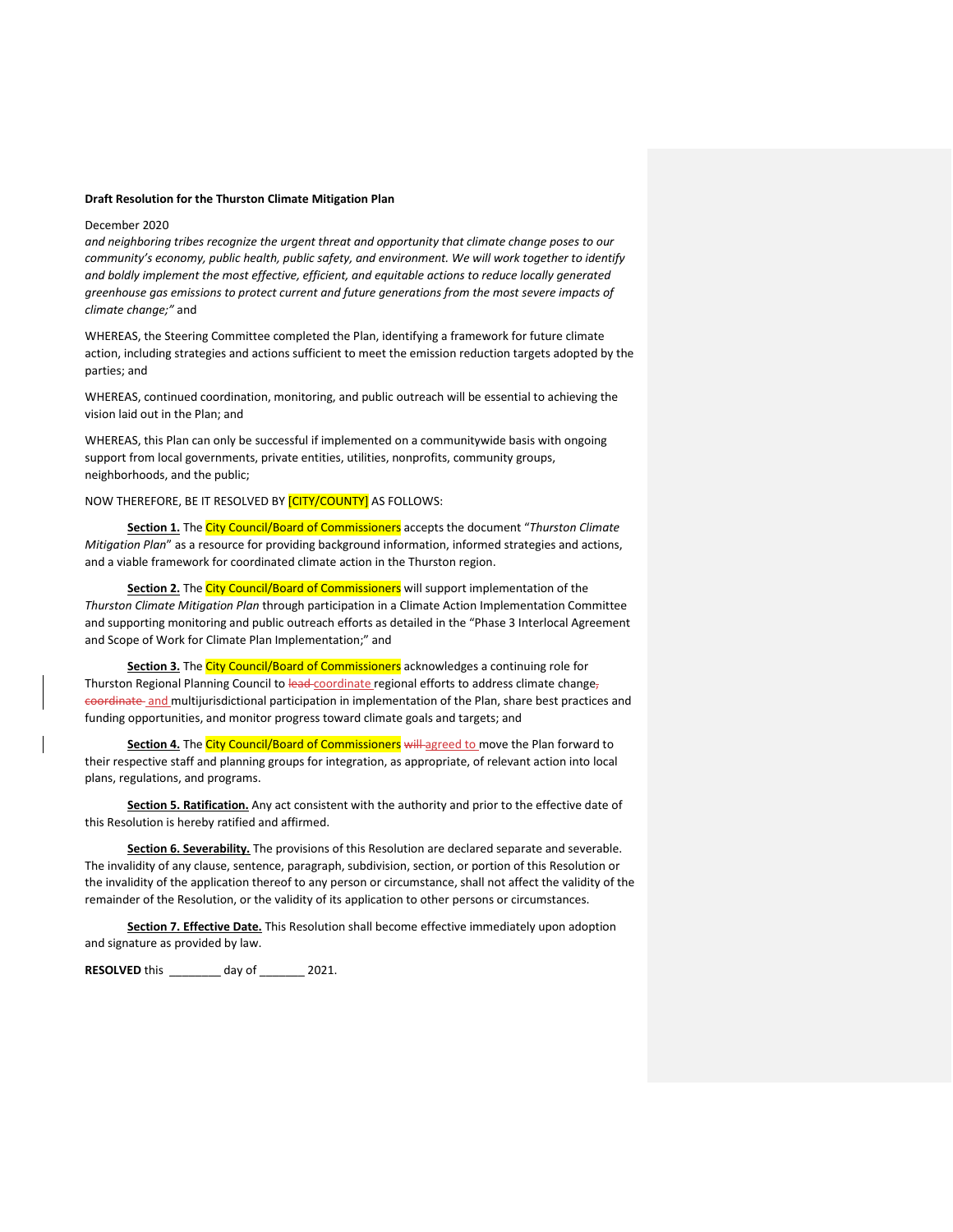**Draft Resolution for the Thurston Climate Mitigation Plan**

December 2020

*and neighboring tribes recognize the urgent threat and opportunity that climate change poses to our community's economy, public health, public safety, and environment. We will work together to identify and boldly implement the most effective, efficient, and equitable actions to reduce locally generated greenhouse gas emissions to protect current and future generations from the most severe impacts of climate change;"* and

WHEREAS, the Steering Committee completed the Plan, identifying a framework for future climate action, including strategies and actions sufficient to meet the emission reduction targets adopted by the parties; and

WHEREAS, continued coordination, monitoring, and public outreach will be essential to achieving the vision laid out in the Plan; and

WHEREAS, this Plan can only be successful if implemented on a communitywide basis with ongoing support from local governments, private entities, utilities, nonprofits, community groups, neighborhoods, and the public;

NOW THEREFORE, BE IT RESOLVED BY [CITY/COUNTY] AS FOLLOWS:

**Section 1.** The City Council/Board of Commissioners accepts the document "*Thurston Climate Mitigation Plan*" as a resource for providing background information, informed strategies and actions, and a viable framework for coordinated climate action in the Thurston region.

**Section 2.** The City Council/Board of Commissioners will support implementation of the *Thurston Climate Mitigation Plan* through participation in a Climate Action Implementation Committee and supporting monitoring and public outreach efforts as detailed in the "Phase 3 Interlocal Agreement and Scope of Work for Climate Plan Implementation;" and

**Section 3.** The City Council/Board of Commissioners acknowledges a continuing role for Thurston Regional Planning Council to ~~lead~~ coordinate regional efforts to address climate change~~,~~ ~~coordinate~~ and multijurisdictional participation in implementation of the Plan, share best practices and funding opportunities, and monitor progress toward climate goals and targets; and

**Section 4.** The City Council/Board of Commissioners ~~will~~ agreed to move the Plan forward to their respective staff and planning groups for integration, as appropriate, of relevant action into local plans, regulations, and programs.

**Section 5. Ratification.** Any act consistent with the authority and prior to the effective date of this Resolution is hereby ratified and affirmed.

**Section 6. Severability.** The provisions of this Resolution are declared separate and severable. The invalidity of any clause, sentence, paragraph, subdivision, section, or portion of this Resolution or the invalidity of the application thereof to any person or circumstance, shall not affect the validity of the remainder of the Resolution, or the validity of its application to other persons or circumstances.

**Section 7. Effective Date.** This Resolution shall become effective immediately upon adoption and signature as provided by law.

**RESOLVED** this ________ day of _______ 2021.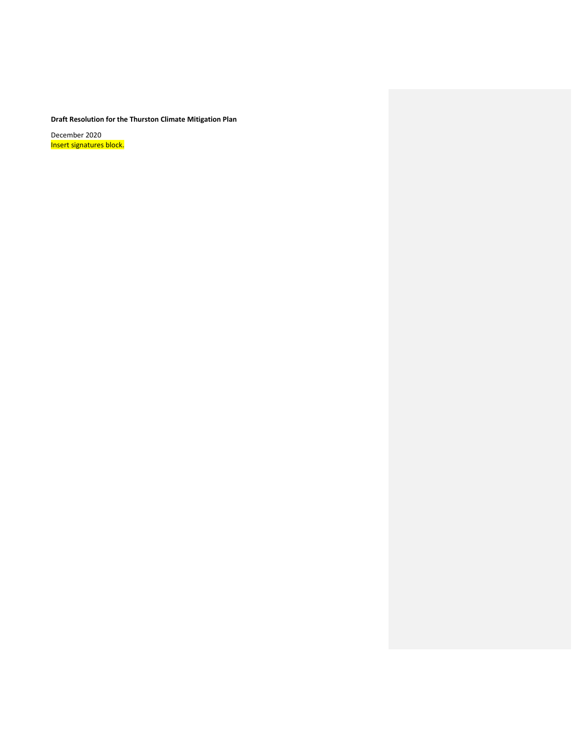**Draft Resolution for the Thurston Climate Mitigation Plan**

December 2020

Insert signatures block.